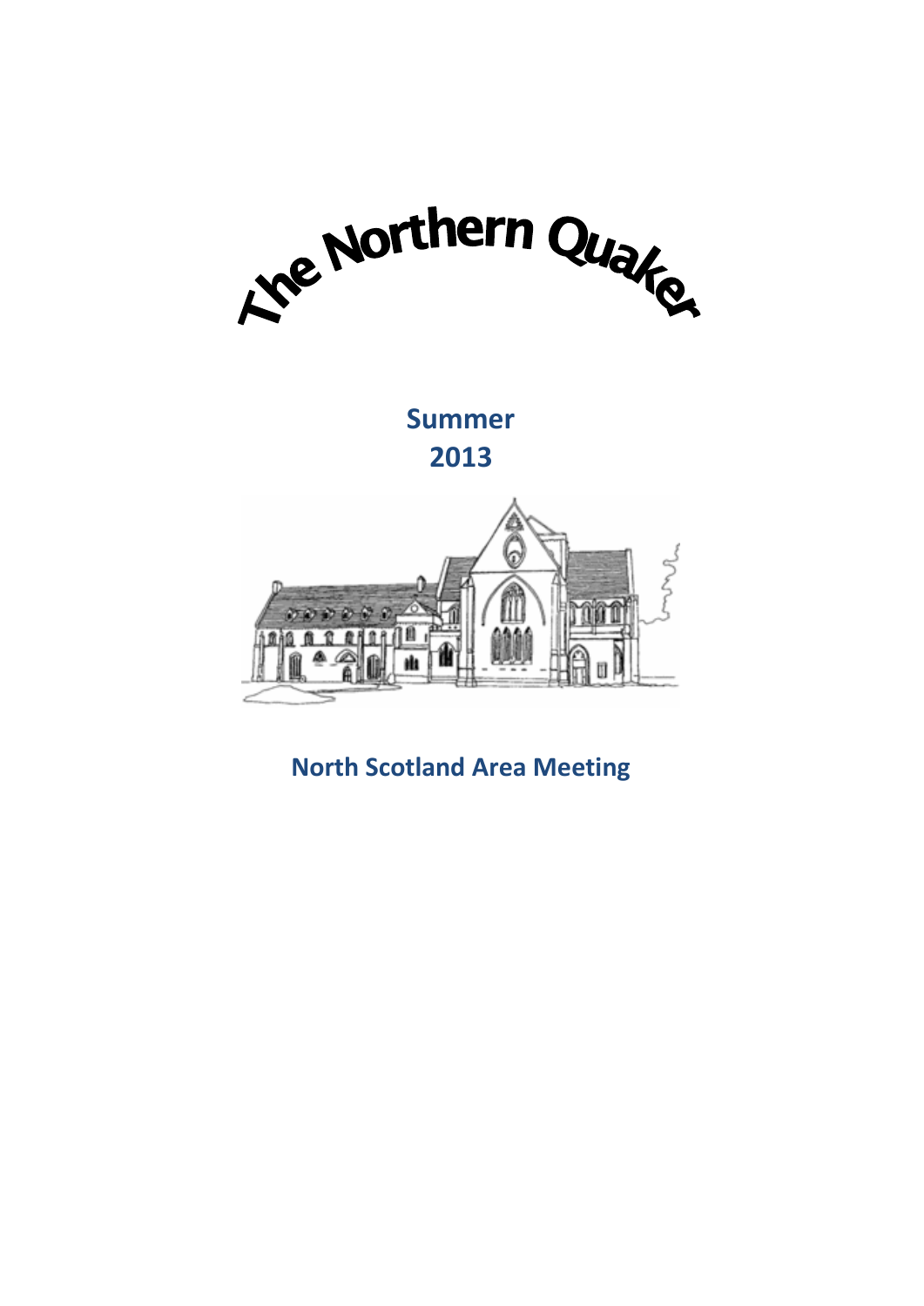# The Northern Quaker

**Summer**
**2013**

**North Scotland Area Meeting**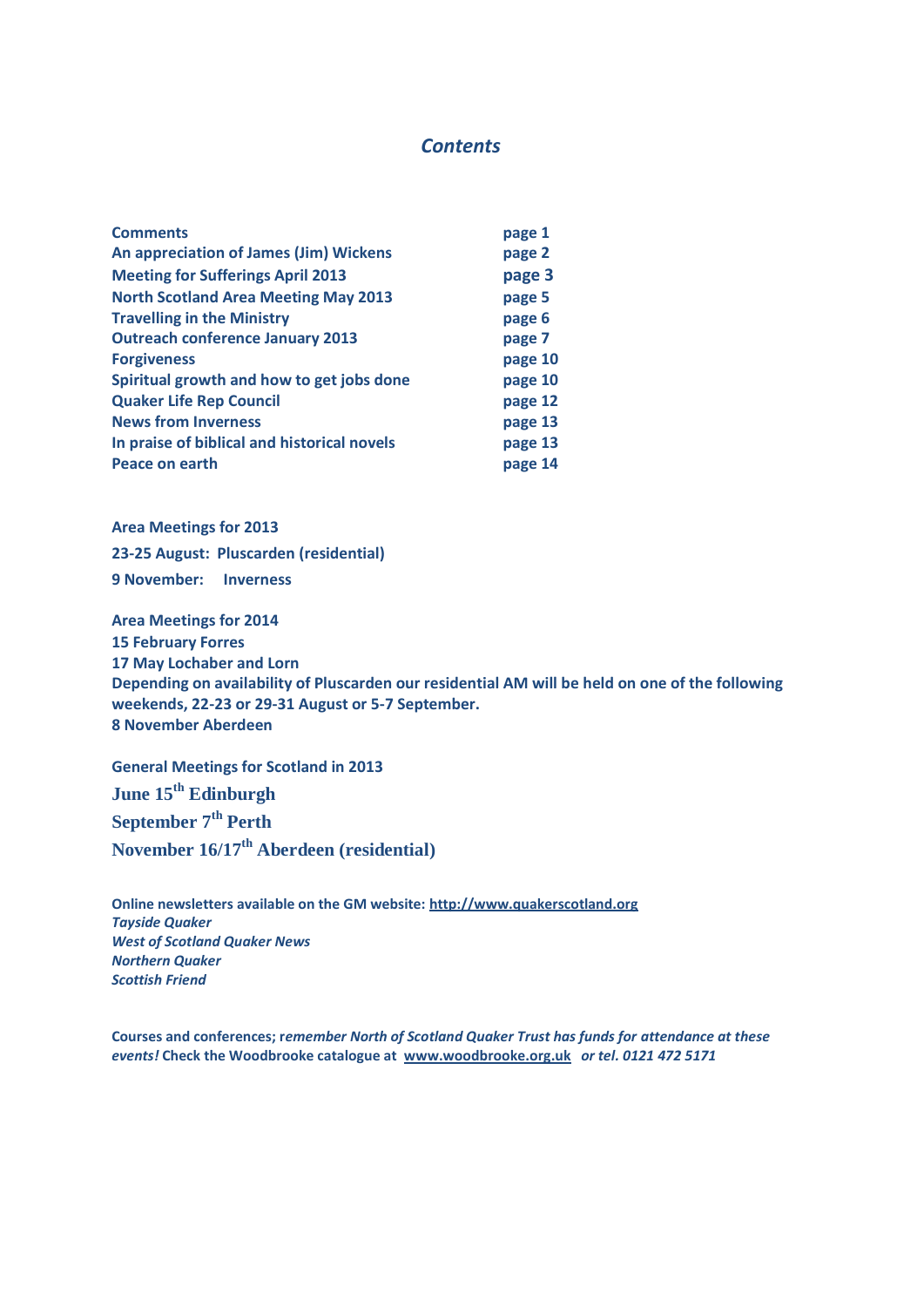# *Contents*

| | |
|---|---|
| **Comments** | **page 1** |
| **An appreciation of James (Jim) Wickens** | **page 2** |
| **Meeting for Sufferings April 2013** | **page 3** |
| **North Scotland Area Meeting May 2013** | **page 5** |
| **Travelling in the Ministry** | **page 6** |
| **Outreach conference January 2013** | **page 7** |
| **Forgiveness** | **page 10** |
| **Spiritual growth and how to get jobs done** | **page 10** |
| **Quaker Life Rep Council** | **page 12** |
| **News from Inverness** | **page 13** |
| **In praise of biblical and historical novels** | **page 13** |
| **Peace on earth** | **page 14** |

**Area Meetings for 2013**

**23-25 August: Pluscarden (residential)**

**9 November: Inverness**

**Area Meetings for 2014**
**15 February Forres**
**17 May Lochaber and Lorn**
**Depending on availability of Pluscarden our residential AM will be held on one of the following weekends, 22-23 or 29-31 August or 5-7 September.**
**8 November Aberdeen**

**General Meetings for Scotland in 2013**

**June 15th Edinburgh**

**September 7th Perth**

**November 16/17th Aberdeen (residential)**

**Online newsletters available on the GM website: http://www.quakerscotland.org**
***Tayside Quaker***
***West of Scotland Quaker News***
***Northern Quaker***
***Scottish Friend***

**Courses and conferences; r*emember North of Scotland Quaker Trust has funds for attendance at these events!* Check the Woodbrooke catalogue at www.woodbrooke.org.uk *or tel. 0121 472 5171***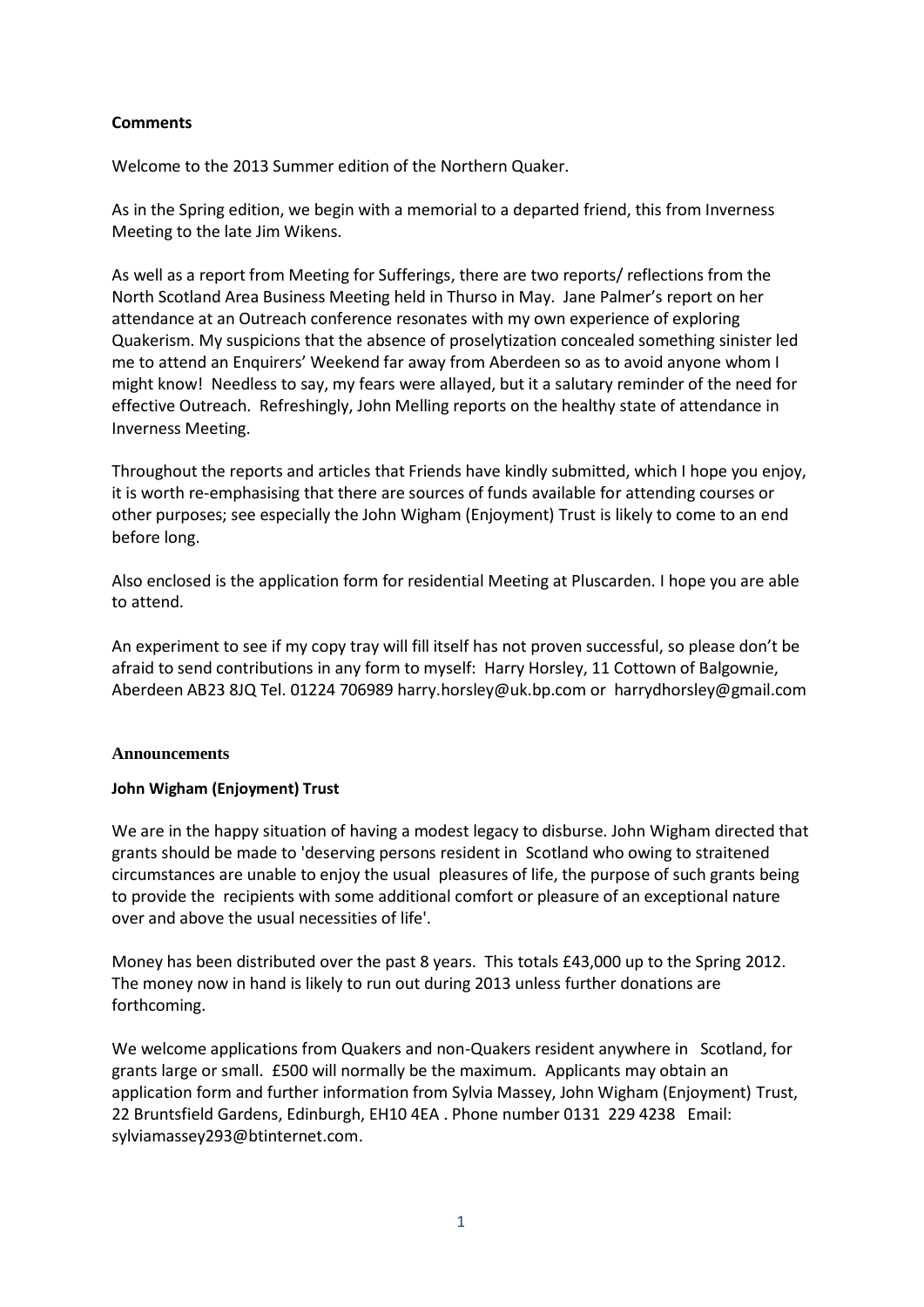**Comments**

Welcome to the 2013 Summer edition of the Northern Quaker.

As in the Spring edition, we begin with a memorial to a departed friend, this from Inverness Meeting to the late Jim Wikens.

As well as a report from Meeting for Sufferings, there are two reports/ reflections from the North Scotland Area Business Meeting held in Thurso in May. Jane Palmer's report on her attendance at an Outreach conference resonates with my own experience of exploring Quakerism. My suspicions that the absence of proselytization concealed something sinister led me to attend an Enquirers' Weekend far away from Aberdeen so as to avoid anyone whom I might know! Needless to say, my fears were allayed, but it a salutary reminder of the need for effective Outreach. Refreshingly, John Melling reports on the healthy state of attendance in Inverness Meeting.

Throughout the reports and articles that Friends have kindly submitted, which I hope you enjoy, it is worth re-emphasising that there are sources of funds available for attending courses or other purposes; see especially the John Wigham (Enjoyment) Trust is likely to come to an end before long.

Also enclosed is the application form for residential Meeting at Pluscarden. I hope you are able to attend.

An experiment to see if my copy tray will fill itself has not proven successful, so please don't be afraid to send contributions in any form to myself: Harry Horsley, 11 Cottown of Balgownie, Aberdeen AB23 8JQ Tel. 01224 706989 harry.horsley@uk.bp.com or harrydhorsley@gmail.com

## Announcements

**John Wigham (Enjoyment) Trust**

We are in the happy situation of having a modest legacy to disburse. John Wigham directed that grants should be made to 'deserving persons resident in Scotland who owing to straitened circumstances are unable to enjoy the usual pleasures of life, the purpose of such grants being to provide the recipients with some additional comfort or pleasure of an exceptional nature over and above the usual necessities of life'.

Money has been distributed over the past 8 years. This totals £43,000 up to the Spring 2012. The money now in hand is likely to run out during 2013 unless further donations are forthcoming.

We welcome applications from Quakers and non-Quakers resident anywhere in Scotland, for grants large or small. £500 will normally be the maximum. Applicants may obtain an application form and further information from Sylvia Massey, John Wigham (Enjoyment) Trust, 22 Bruntsfield Gardens, Edinburgh, EH10 4EA . Phone number 0131 229 4238 Email: sylviamassey293@btinternet.com.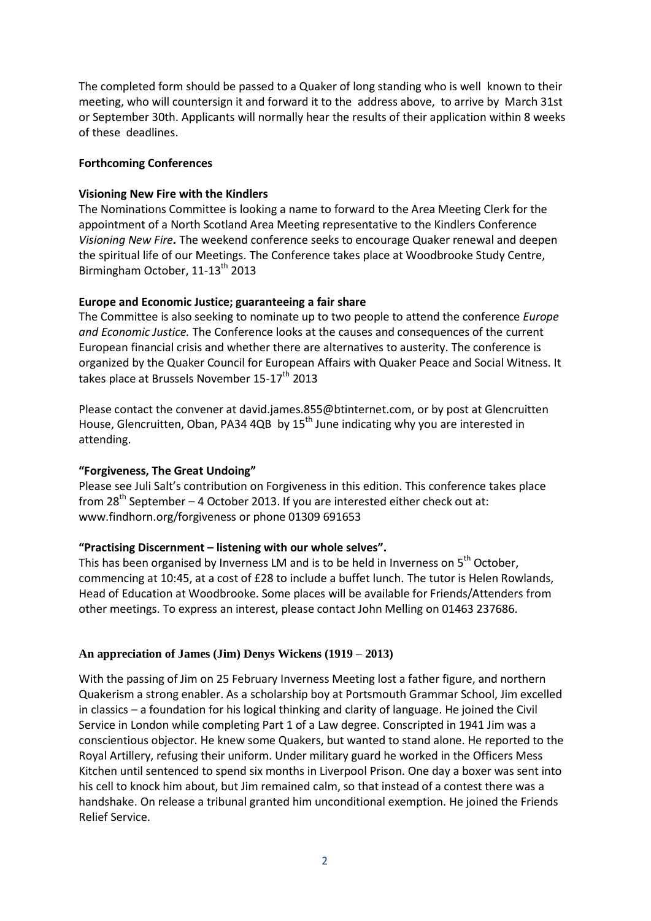The completed form should be passed to a Quaker of long standing who is well known to their meeting, who will countersign it and forward it to the address above, to arrive by March 31st or September 30th. Applicants will normally hear the results of their application within 8 weeks of these deadlines.

**Forthcoming Conferences**

**Visioning New Fire with the Kindlers**

The Nominations Committee is looking a name to forward to the Area Meeting Clerk for the appointment of a North Scotland Area Meeting representative to the Kindlers Conference *Visioning New Fire***.** The weekend conference seeks to encourage Quaker renewal and deepen the spiritual life of our Meetings. The Conference takes place at Woodbrooke Study Centre, Birmingham October, 11-13th 2013

**Europe and Economic Justice; guaranteeing a fair share**

The Committee is also seeking to nominate up to two people to attend the conference *Europe and Economic Justice.* The Conference looks at the causes and consequences of the current European financial crisis and whether there are alternatives to austerity. The conference is organized by the Quaker Council for European Affairs with Quaker Peace and Social Witness. It takes place at Brussels November 15-17th 2013

Please contact the convener at david.james.855@btinternet.com, or by post at Glencruitten House, Glencruitten, Oban, PA34 4QB by 15th June indicating why you are interested in attending.

**"Forgiveness, The Great Undoing"**

Please see Juli Salt's contribution on Forgiveness in this edition. This conference takes place from 28th September – 4 October 2013. If you are interested either check out at: www.findhorn.org/forgiveness or phone 01309 691653

**"Practising Discernment – listening with our whole selves".**

This has been organised by Inverness LM and is to be held in Inverness on 5th October, commencing at 10:45, at a cost of £28 to include a buffet lunch. The tutor is Helen Rowlands, Head of Education at Woodbrooke. Some places will be available for Friends/Attenders from other meetings. To express an interest, please contact John Melling on 01463 237686.

**An appreciation of James (Jim) Denys Wickens (1919 – 2013)**

With the passing of Jim on 25 February Inverness Meeting lost a father figure, and northern Quakerism a strong enabler. As a scholarship boy at Portsmouth Grammar School, Jim excelled in classics – a foundation for his logical thinking and clarity of language. He joined the Civil Service in London while completing Part 1 of a Law degree. Conscripted in 1941 Jim was a conscientious objector. He knew some Quakers, but wanted to stand alone. He reported to the Royal Artillery, refusing their uniform. Under military guard he worked in the Officers Mess Kitchen until sentenced to spend six months in Liverpool Prison. One day a boxer was sent into his cell to knock him about, but Jim remained calm, so that instead of a contest there was a handshake. On release a tribunal granted him unconditional exemption. He joined the Friends Relief Service.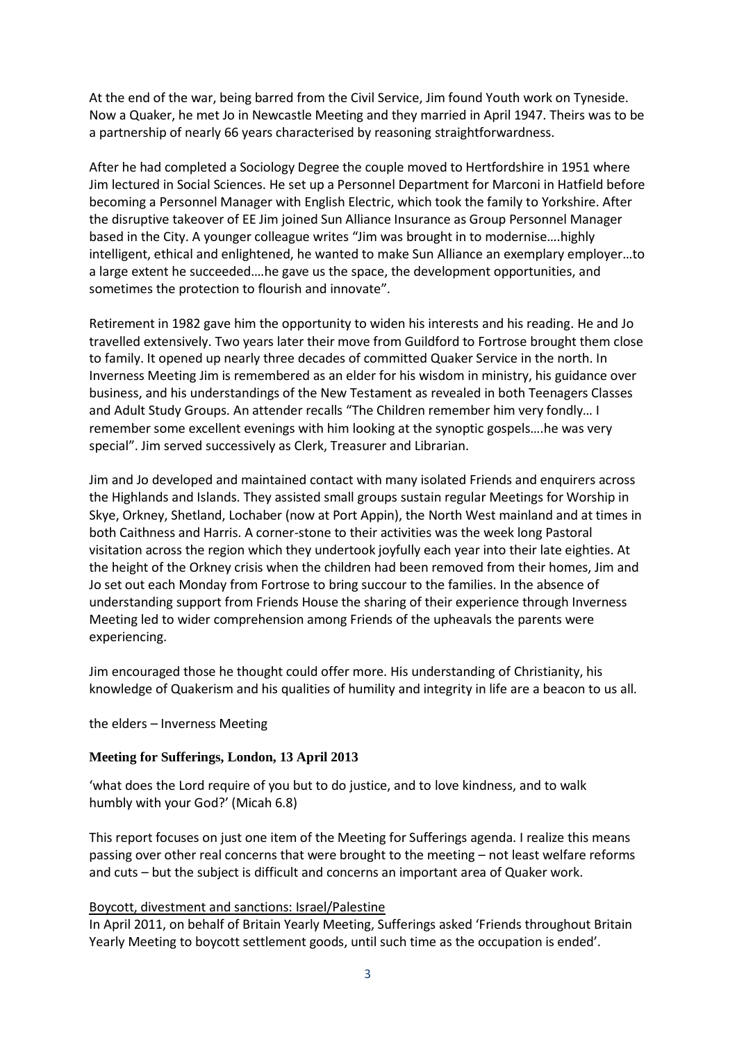At the end of the war, being barred from the Civil Service, Jim found Youth work on Tyneside. Now a Quaker, he met Jo in Newcastle Meeting and they married in April 1947. Theirs was to be a partnership of nearly 66 years characterised by reasoning straightforwardness.

After he had completed a Sociology Degree the couple moved to Hertfordshire in 1951 where Jim lectured in Social Sciences. He set up a Personnel Department for Marconi in Hatfield before becoming a Personnel Manager with English Electric, which took the family to Yorkshire. After the disruptive takeover of EE Jim joined Sun Alliance Insurance as Group Personnel Manager based in the City. A younger colleague writes "Jim was brought in to modernise….highly intelligent, ethical and enlightened, he wanted to make Sun Alliance an exemplary employer…to a large extent he succeeded….he gave us the space, the development opportunities, and sometimes the protection to flourish and innovate".

Retirement in 1982 gave him the opportunity to widen his interests and his reading. He and Jo travelled extensively. Two years later their move from Guildford to Fortrose brought them close to family. It opened up nearly three decades of committed Quaker Service in the north. In Inverness Meeting Jim is remembered as an elder for his wisdom in ministry, his guidance over business, and his understandings of the New Testament as revealed in both Teenagers Classes and Adult Study Groups. An attender recalls "The Children remember him very fondly… I remember some excellent evenings with him looking at the synoptic gospels….he was very special". Jim served successively as Clerk, Treasurer and Librarian.

Jim and Jo developed and maintained contact with many isolated Friends and enquirers across the Highlands and Islands. They assisted small groups sustain regular Meetings for Worship in Skye, Orkney, Shetland, Lochaber (now at Port Appin), the North West mainland and at times in both Caithness and Harris. A corner-stone to their activities was the week long Pastoral visitation across the region which they undertook joyfully each year into their late eighties. At the height of the Orkney crisis when the children had been removed from their homes, Jim and Jo set out each Monday from Fortrose to bring succour to the families. In the absence of understanding support from Friends House the sharing of their experience through Inverness Meeting led to wider comprehension among Friends of the upheavals the parents were experiencing.

Jim encouraged those he thought could offer more. His understanding of Christianity, his knowledge of Quakerism and his qualities of humility and integrity in life are a beacon to us all.

the elders – Inverness Meeting

**Meeting for Sufferings, London, 13 April 2013**

'what does the Lord require of you but to do justice, and to love kindness, and to walk humbly with your God?' (Micah 6.8)

This report focuses on just one item of the Meeting for Sufferings agenda. I realize this means passing over other real concerns that were brought to the meeting – not least welfare reforms and cuts – but the subject is difficult and concerns an important area of Quaker work.

Boycott, divestment and sanctions: Israel/Palestine

In April 2011, on behalf of Britain Yearly Meeting, Sufferings asked 'Friends throughout Britain Yearly Meeting to boycott settlement goods, until such time as the occupation is ended'.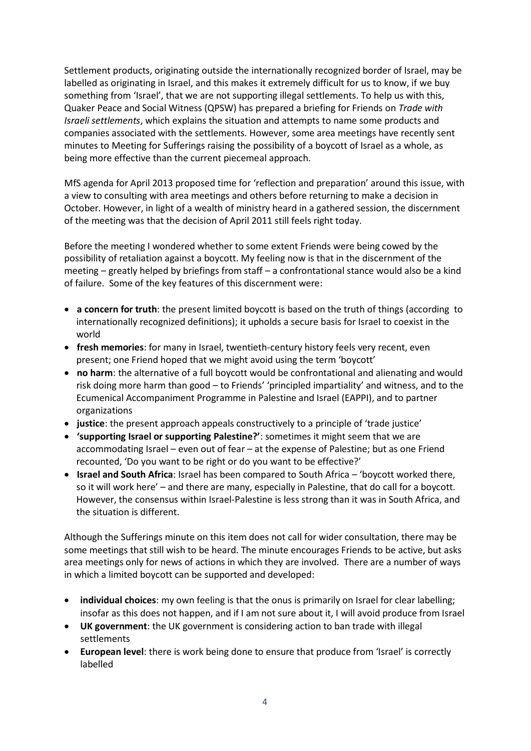Settlement products, originating outside the internationally recognized border of Israel, may be labelled as originating in Israel, and this makes it extremely difficult for us to know, if we buy something from 'Israel', that we are not supporting illegal settlements. To help us with this, Quaker Peace and Social Witness (QPSW) has prepared a briefing for Friends on *Trade with Israeli settlements*, which explains the situation and attempts to name some products and companies associated with the settlements. However, some area meetings have recently sent minutes to Meeting for Sufferings raising the possibility of a boycott of Israel as a whole, as being more effective than the current piecemeal approach.

MfS agenda for April 2013 proposed time for 'reflection and preparation' around this issue, with a view to consulting with area meetings and others before returning to make a decision in October. However, in light of a wealth of ministry heard in a gathered session, the discernment of the meeting was that the decision of April 2011 still feels right today.

Before the meeting I wondered whether to some extent Friends were being cowed by the possibility of retaliation against a boycott. My feeling now is that in the discernment of the meeting – greatly helped by briefings from staff – a confrontational stance would also be a kind of failure. Some of the key features of this discernment were:

- **a concern for truth**: the present limited boycott is based on the truth of things (according to internationally recognized definitions); it upholds a secure basis for Israel to coexist in the world
- **fresh memories**: for many in Israel, twentieth-century history feels very recent, even present; one Friend hoped that we might avoid using the term 'boycott'
- **no harm**: the alternative of a full boycott would be confrontational and alienating and would risk doing more harm than good – to Friends' 'principled impartiality' and witness, and to the Ecumenical Accompaniment Programme in Palestine and Israel (EAPPI), and to partner organizations
- **justice**: the present approach appeals constructively to a principle of 'trade justice'
- **'supporting Israel or supporting Palestine?'**: sometimes it might seem that we are accommodating Israel – even out of fear – at the expense of Palestine; but as one Friend recounted, 'Do you want to be right or do you want to be effective?'
- **Israel and South Africa**: Israel has been compared to South Africa – 'boycott worked there, so it will work here' – and there are many, especially in Palestine, that do call for a boycott. However, the consensus within Israel-Palestine is less strong than it was in South Africa, and the situation is different.

Although the Sufferings minute on this item does not call for wider consultation, there may be some meetings that still wish to be heard. The minute encourages Friends to be active, but asks area meetings only for news of actions in which they are involved. There are a number of ways in which a limited boycott can be supported and developed:

- **individual choices**: my own feeling is that the onus is primarily on Israel for clear labelling; insofar as this does not happen, and if I am not sure about it, I will avoid produce from Israel
- **UK government**: the UK government is considering action to ban trade with illegal settlements
- **European level**: there is work being done to ensure that produce from 'Israel' is correctly labelled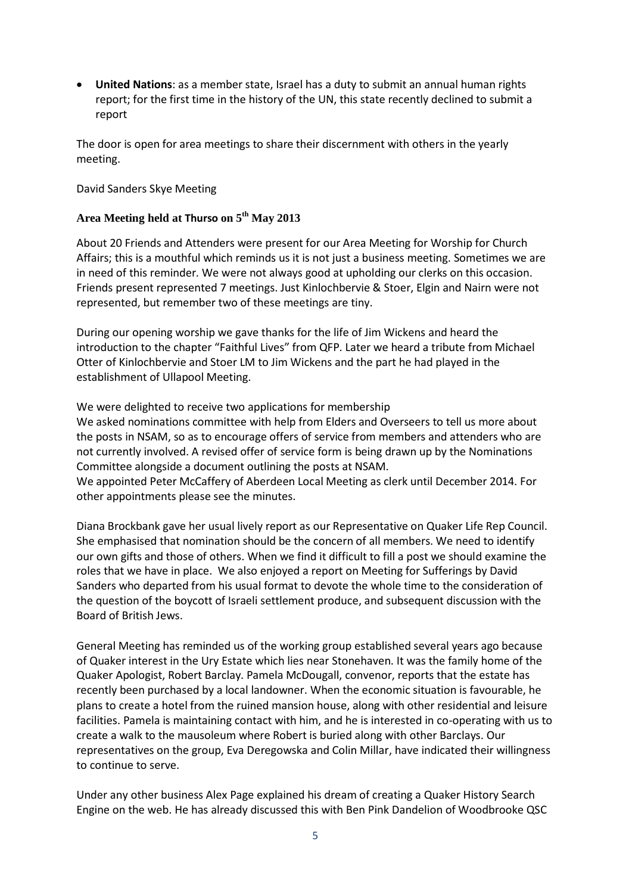- **United Nations**: as a member state, Israel has a duty to submit an annual human rights report; for the first time in the history of the UN, this state recently declined to submit a report

The door is open for area meetings to share their discernment with others in the yearly meeting.

David Sanders Skye Meeting

### Area Meeting held at Thurso on 5th May 2013

About 20 Friends and Attenders were present for our Area Meeting for Worship for Church Affairs; this is a mouthful which reminds us it is not just a business meeting. Sometimes we are in need of this reminder. We were not always good at upholding our clerks on this occasion. Friends present represented 7 meetings. Just Kinlochbervie & Stoer, Elgin and Nairn were not represented, but remember two of these meetings are tiny.

During our opening worship we gave thanks for the life of Jim Wickens and heard the introduction to the chapter "Faithful Lives" from QFP. Later we heard a tribute from Michael Otter of Kinlochbervie and Stoer LM to Jim Wickens and the part he had played in the establishment of Ullapool Meeting.

We were delighted to receive two applications for membership
We asked nominations committee with help from Elders and Overseers to tell us more about the posts in NSAM, so as to encourage offers of service from members and attenders who are not currently involved. A revised offer of service form is being drawn up by the Nominations Committee alongside a document outlining the posts at NSAM.
We appointed Peter McCaffery of Aberdeen Local Meeting as clerk until December 2014. For other appointments please see the minutes.

Diana Brockbank gave her usual lively report as our Representative on Quaker Life Rep Council. She emphasised that nomination should be the concern of all members. We need to identify our own gifts and those of others. When we find it difficult to fill a post we should examine the roles that we have in place. We also enjoyed a report on Meeting for Sufferings by David Sanders who departed from his usual format to devote the whole time to the consideration of the question of the boycott of Israeli settlement produce, and subsequent discussion with the Board of British Jews.

General Meeting has reminded us of the working group established several years ago because of Quaker interest in the Ury Estate which lies near Stonehaven. It was the family home of the Quaker Apologist, Robert Barclay. Pamela McDougall, convenor, reports that the estate has recently been purchased by a local landowner. When the economic situation is favourable, he plans to create a hotel from the ruined mansion house, along with other residential and leisure facilities. Pamela is maintaining contact with him, and he is interested in co-operating with us to create a walk to the mausoleum where Robert is buried along with other Barclays. Our representatives on the group, Eva Deregowska and Colin Millar, have indicated their willingness to continue to serve.

Under any other business Alex Page explained his dream of creating a Quaker History Search Engine on the web. He has already discussed this with Ben Pink Dandelion of Woodbrooke QSC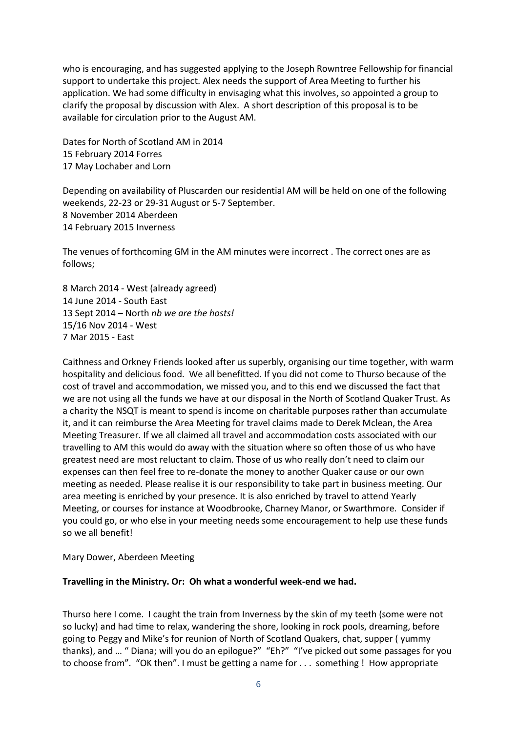who is encouraging, and has suggested applying to the Joseph Rowntree Fellowship for financial support to undertake this project. Alex needs the support of Area Meeting to further his application. We had some difficulty in envisaging what this involves, so appointed a group to clarify the proposal by discussion with Alex. A short description of this proposal is to be available for circulation prior to the August AM.

Dates for North of Scotland AM in 2014
15 February 2014 Forres
17 May Lochaber and Lorn

Depending on availability of Pluscarden our residential AM will be held on one of the following weekends, 22-23 or 29-31 August or 5-7 September.
8 November 2014 Aberdeen
14 February 2015 Inverness

The venues of forthcoming GM in the AM minutes were incorrect . The correct ones are as follows;

8 March 2014 - West (already agreed)
14 June 2014 - South East
13 Sept 2014 – North *nb we are the hosts!*
15/16 Nov 2014 - West
7 Mar 2015 - East

Caithness and Orkney Friends looked after us superbly, organising our time together, with warm hospitality and delicious food. We all benefitted. If you did not come to Thurso because of the cost of travel and accommodation, we missed you, and to this end we discussed the fact that we are not using all the funds we have at our disposal in the North of Scotland Quaker Trust. As a charity the NSQT is meant to spend is income on charitable purposes rather than accumulate it, and it can reimburse the Area Meeting for travel claims made to Derek Mclean, the Area Meeting Treasurer. If we all claimed all travel and accommodation costs associated with our travelling to AM this would do away with the situation where so often those of us who have greatest need are most reluctant to claim. Those of us who really don't need to claim our expenses can then feel free to re-donate the money to another Quaker cause or our own meeting as needed. Please realise it is our responsibility to take part in business meeting. Our area meeting is enriched by your presence. It is also enriched by travel to attend Yearly Meeting, or courses for instance at Woodbrooke, Charney Manor, or Swarthmore. Consider if you could go, or who else in your meeting needs some encouragement to help use these funds so we all benefit!

Mary Dower, Aberdeen Meeting

**Travelling in the Ministry. Or: Oh what a wonderful week-end we had.**

Thurso here I come. I caught the train from Inverness by the skin of my teeth (some were not so lucky) and had time to relax, wandering the shore, looking in rock pools, dreaming, before going to Peggy and Mike's for reunion of North of Scotland Quakers, chat, supper ( yummy thanks), and … " Diana; will you do an epilogue?" "Eh?" "I've picked out some passages for you to choose from". "OK then". I must be getting a name for . . . something ! How appropriate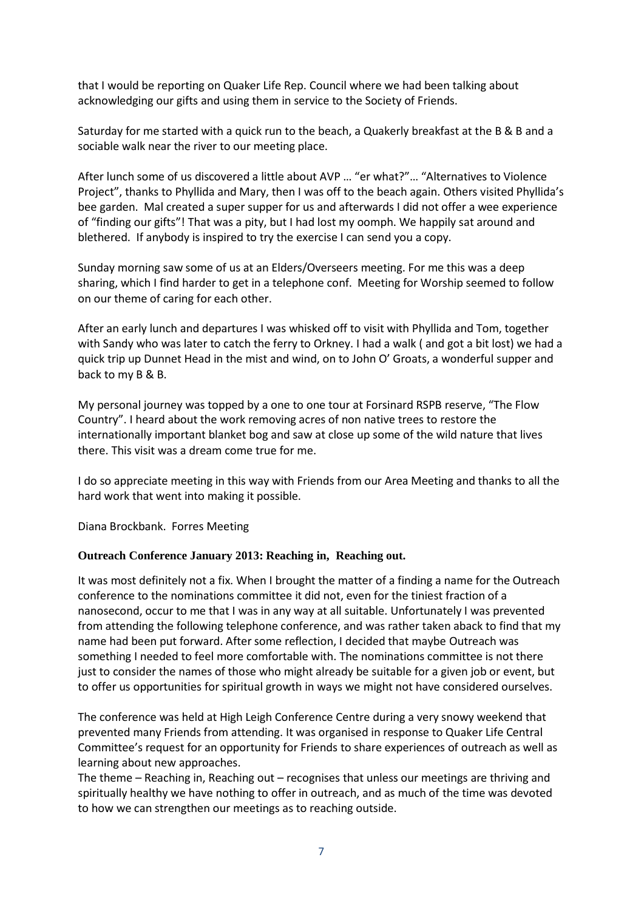that I would be reporting on Quaker Life Rep. Council where we had been talking about acknowledging our gifts and using them in service to the Society of Friends.

Saturday for me started with a quick run to the beach, a Quakerly breakfast at the B & B and a sociable walk near the river to our meeting place.

After lunch some of us discovered a little about AVP … "er what?"… "Alternatives to Violence Project", thanks to Phyllida and Mary, then I was off to the beach again. Others visited Phyllida's bee garden. Mal created a super supper for us and afterwards I did not offer a wee experience of "finding our gifts"! That was a pity, but I had lost my oomph. We happily sat around and blethered. If anybody is inspired to try the exercise I can send you a copy.

Sunday morning saw some of us at an Elders/Overseers meeting. For me this was a deep sharing, which I find harder to get in a telephone conf. Meeting for Worship seemed to follow on our theme of caring for each other.

After an early lunch and departures I was whisked off to visit with Phyllida and Tom, together with Sandy who was later to catch the ferry to Orkney. I had a walk ( and got a bit lost) we had a quick trip up Dunnet Head in the mist and wind, on to John O' Groats, a wonderful supper and back to my B & B.

My personal journey was topped by a one to one tour at Forsinard RSPB reserve, "The Flow Country". I heard about the work removing acres of non native trees to restore the internationally important blanket bog and saw at close up some of the wild nature that lives there. This visit was a dream come true for me.

I do so appreciate meeting in this way with Friends from our Area Meeting and thanks to all the hard work that went into making it possible.

Diana Brockbank. Forres Meeting

**Outreach Conference January 2013: Reaching in, Reaching out.**

It was most definitely not a fix. When I brought the matter of a finding a name for the Outreach conference to the nominations committee it did not, even for the tiniest fraction of a nanosecond, occur to me that I was in any way at all suitable. Unfortunately I was prevented from attending the following telephone conference, and was rather taken aback to find that my name had been put forward. After some reflection, I decided that maybe Outreach was something I needed to feel more comfortable with. The nominations committee is not there just to consider the names of those who might already be suitable for a given job or event, but to offer us opportunities for spiritual growth in ways we might not have considered ourselves.

The conference was held at High Leigh Conference Centre during a very snowy weekend that prevented many Friends from attending. It was organised in response to Quaker Life Central Committee's request for an opportunity for Friends to share experiences of outreach as well as learning about new approaches.

The theme – Reaching in, Reaching out – recognises that unless our meetings are thriving and spiritually healthy we have nothing to offer in outreach, and as much of the time was devoted to how we can strengthen our meetings as to reaching outside.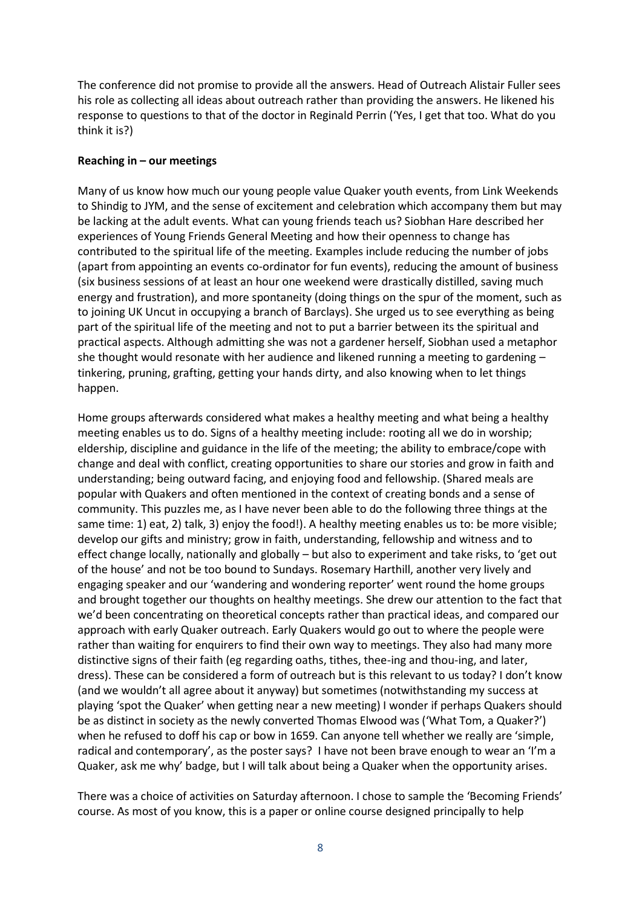The conference did not promise to provide all the answers. Head of Outreach Alistair Fuller sees his role as collecting all ideas about outreach rather than providing the answers. He likened his response to questions to that of the doctor in Reginald Perrin ('Yes, I get that too. What do you think it is?)

**Reaching in – our meetings**

Many of us know how much our young people value Quaker youth events, from Link Weekends to Shindig to JYM, and the sense of excitement and celebration which accompany them but may be lacking at the adult events. What can young friends teach us? Siobhan Hare described her experiences of Young Friends General Meeting and how their openness to change has contributed to the spiritual life of the meeting. Examples include reducing the number of jobs (apart from appointing an events co-ordinator for fun events), reducing the amount of business (six business sessions of at least an hour one weekend were drastically distilled, saving much energy and frustration), and more spontaneity (doing things on the spur of the moment, such as to joining UK Uncut in occupying a branch of Barclays). She urged us to see everything as being part of the spiritual life of the meeting and not to put a barrier between its the spiritual and practical aspects. Although admitting she was not a gardener herself, Siobhan used a metaphor she thought would resonate with her audience and likened running a meeting to gardening – tinkering, pruning, grafting, getting your hands dirty, and also knowing when to let things happen.

Home groups afterwards considered what makes a healthy meeting and what being a healthy meeting enables us to do. Signs of a healthy meeting include: rooting all we do in worship; eldership, discipline and guidance in the life of the meeting; the ability to embrace/cope with change and deal with conflict, creating opportunities to share our stories and grow in faith and understanding; being outward facing, and enjoying food and fellowship. (Shared meals are popular with Quakers and often mentioned in the context of creating bonds and a sense of community. This puzzles me, as I have never been able to do the following three things at the same time: 1) eat, 2) talk, 3) enjoy the food!). A healthy meeting enables us to: be more visible; develop our gifts and ministry; grow in faith, understanding, fellowship and witness and to effect change locally, nationally and globally – but also to experiment and take risks, to 'get out of the house' and not be too bound to Sundays. Rosemary Harthill, another very lively and engaging speaker and our 'wandering and wondering reporter' went round the home groups and brought together our thoughts on healthy meetings. She drew our attention to the fact that we'd been concentrating on theoretical concepts rather than practical ideas, and compared our approach with early Quaker outreach. Early Quakers would go out to where the people were rather than waiting for enquirers to find their own way to meetings. They also had many more distinctive signs of their faith (eg regarding oaths, tithes, thee-ing and thou-ing, and later, dress). These can be considered a form of outreach but is this relevant to us today? I don't know (and we wouldn't all agree about it anyway) but sometimes (notwithstanding my success at playing 'spot the Quaker' when getting near a new meeting) I wonder if perhaps Quakers should be as distinct in society as the newly converted Thomas Elwood was ('What Tom, a Quaker?') when he refused to doff his cap or bow in 1659. Can anyone tell whether we really are 'simple, radical and contemporary', as the poster says? I have not been brave enough to wear an 'I'm a Quaker, ask me why' badge, but I will talk about being a Quaker when the opportunity arises.

There was a choice of activities on Saturday afternoon. I chose to sample the 'Becoming Friends' course. As most of you know, this is a paper or online course designed principally to help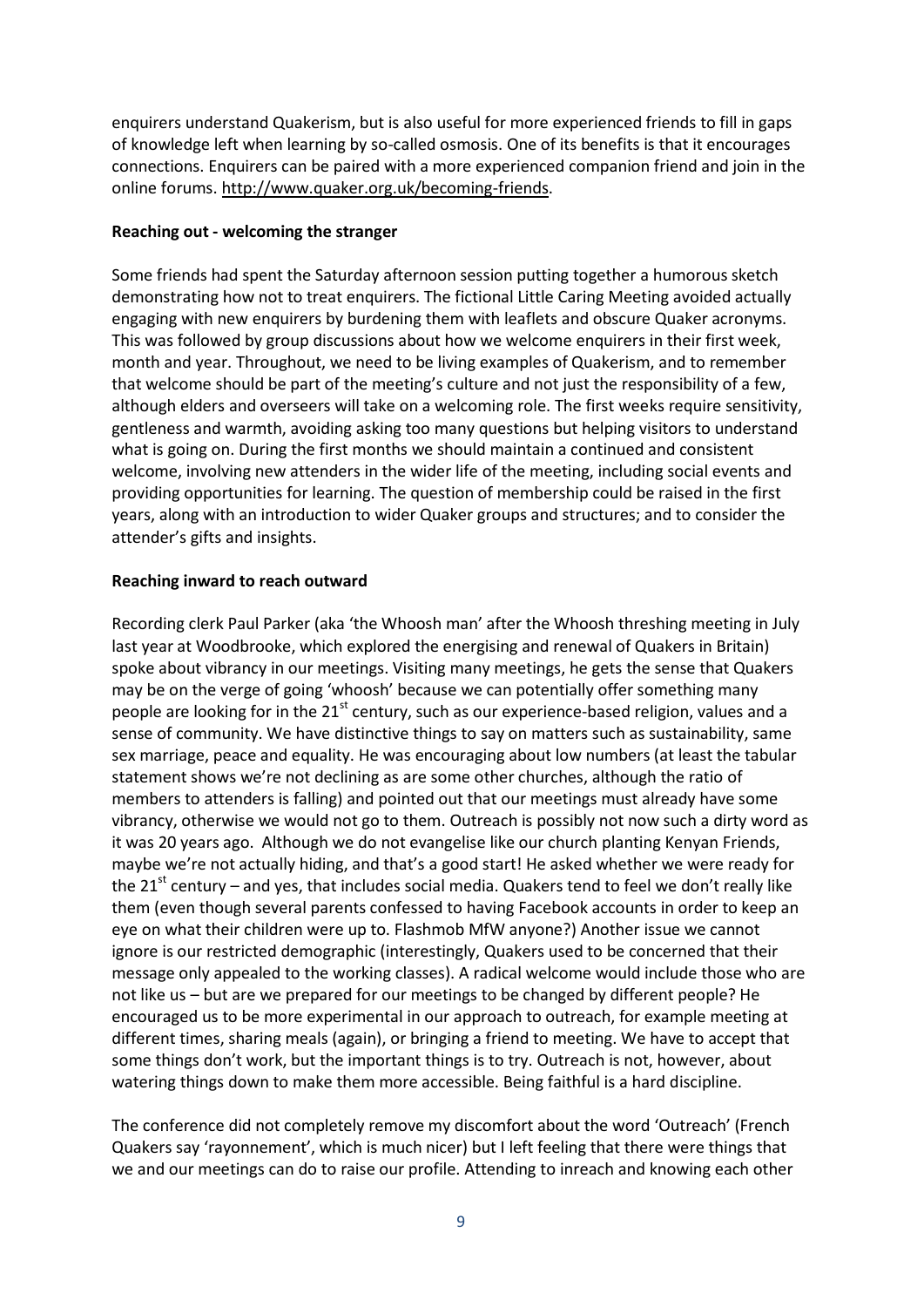enquirers understand Quakerism, but is also useful for more experienced friends to fill in gaps of knowledge left when learning by so-called osmosis. One of its benefits is that it encourages connections. Enquirers can be paired with a more experienced companion friend and join in the online forums. http://www.quaker.org.uk/becoming-friends.

**Reaching out - welcoming the stranger**

Some friends had spent the Saturday afternoon session putting together a humorous sketch demonstrating how not to treat enquirers. The fictional Little Caring Meeting avoided actually engaging with new enquirers by burdening them with leaflets and obscure Quaker acronyms. This was followed by group discussions about how we welcome enquirers in their first week, month and year. Throughout, we need to be living examples of Quakerism, and to remember that welcome should be part of the meeting's culture and not just the responsibility of a few, although elders and overseers will take on a welcoming role. The first weeks require sensitivity, gentleness and warmth, avoiding asking too many questions but helping visitors to understand what is going on. During the first months we should maintain a continued and consistent welcome, involving new attenders in the wider life of the meeting, including social events and providing opportunities for learning. The question of membership could be raised in the first years, along with an introduction to wider Quaker groups and structures; and to consider the attender's gifts and insights.

**Reaching inward to reach outward**

Recording clerk Paul Parker (aka 'the Whoosh man' after the Whoosh threshing meeting in July last year at Woodbrooke, which explored the energising and renewal of Quakers in Britain) spoke about vibrancy in our meetings. Visiting many meetings, he gets the sense that Quakers may be on the verge of going 'whoosh' because we can potentially offer something many people are looking for in the 21st century, such as our experience-based religion, values and a sense of community. We have distinctive things to say on matters such as sustainability, same sex marriage, peace and equality. He was encouraging about low numbers (at least the tabular statement shows we're not declining as are some other churches, although the ratio of members to attenders is falling) and pointed out that our meetings must already have some vibrancy, otherwise we would not go to them. Outreach is possibly not now such a dirty word as it was 20 years ago. Although we do not evangelise like our church planting Kenyan Friends, maybe we're not actually hiding, and that's a good start! He asked whether we were ready for the 21st century – and yes, that includes social media. Quakers tend to feel we don't really like them (even though several parents confessed to having Facebook accounts in order to keep an eye on what their children were up to. Flashmob MfW anyone?) Another issue we cannot ignore is our restricted demographic (interestingly, Quakers used to be concerned that their message only appealed to the working classes). A radical welcome would include those who are not like us – but are we prepared for our meetings to be changed by different people? He encouraged us to be more experimental in our approach to outreach, for example meeting at different times, sharing meals (again), or bringing a friend to meeting. We have to accept that some things don't work, but the important things is to try. Outreach is not, however, about watering things down to make them more accessible. Being faithful is a hard discipline.

The conference did not completely remove my discomfort about the word 'Outreach' (French Quakers say 'rayonnement', which is much nicer) but I left feeling that there were things that we and our meetings can do to raise our profile. Attending to inreach and knowing each other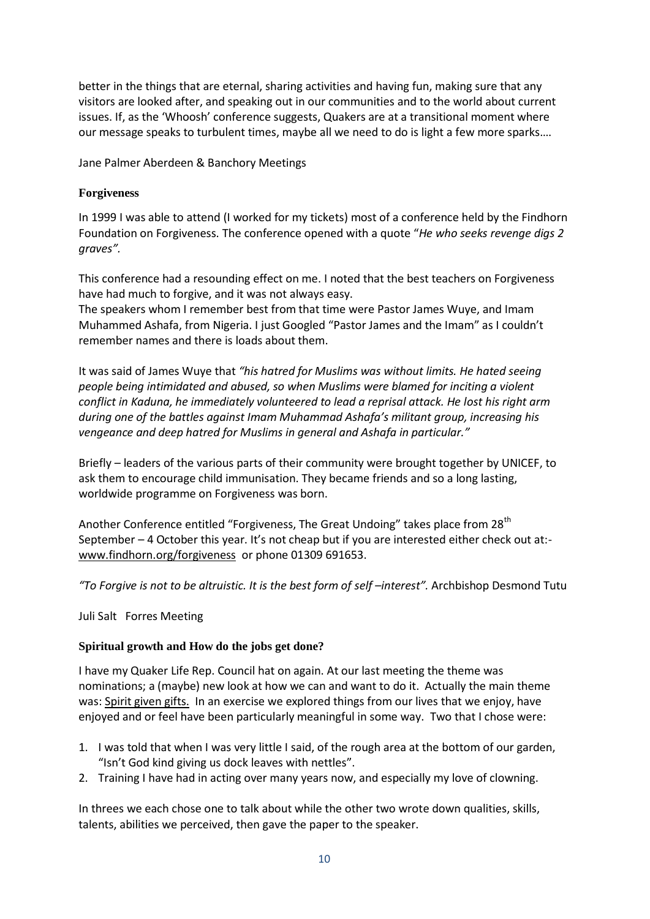better in the things that are eternal, sharing activities and having fun, making sure that any visitors are looked after, and speaking out in our communities and to the world about current issues. If, as the 'Whoosh' conference suggests, Quakers are at a transitional moment where our message speaks to turbulent times, maybe all we need to do is light a few more sparks….

Jane Palmer Aberdeen & Banchory Meetings

### Forgiveness

In 1999 I was able to attend (I worked for my tickets) most of a conference held by the Findhorn Foundation on Forgiveness. The conference opened with a quote "*He who seeks revenge digs 2 graves".*

This conference had a resounding effect on me. I noted that the best teachers on Forgiveness have had much to forgive, and it was not always easy.
The speakers whom I remember best from that time were Pastor James Wuye, and Imam Muhammed Ashafa, from Nigeria. I just Googled "Pastor James and the Imam" as I couldn't remember names and there is loads about them.

It was said of James Wuye that *"his hatred for Muslims was without limits. He hated seeing people being intimidated and abused, so when Muslims were blamed for inciting a violent conflict in Kaduna, he immediately volunteered to lead a reprisal attack. He lost his right arm during one of the battles against Imam Muhammad Ashafa's militant group, increasing his vengeance and deep hatred for Muslims in general and Ashafa in particular."*

Briefly – leaders of the various parts of their community were brought together by UNICEF, to ask them to encourage child immunisation. They became friends and so a long lasting, worldwide programme on Forgiveness was born.

Another Conference entitled "Forgiveness, The Great Undoing" takes place from 28th September – 4 October this year. It's not cheap but if you are interested either check out at:- www.findhorn.org/forgiveness or phone 01309 691653.

*"To Forgive is not to be altruistic. It is the best form of self –interest".* Archbishop Desmond Tutu

Juli Salt Forres Meeting

### Spiritual growth and How do the jobs get done?

I have my Quaker Life Rep. Council hat on again. At our last meeting the theme was nominations; a (maybe) new look at how we can and want to do it. Actually the main theme was: Spirit given gifts. In an exercise we explored things from our lives that we enjoy, have enjoyed and or feel have been particularly meaningful in some way. Two that I chose were:

1. I was told that when I was very little I said, of the rough area at the bottom of our garden, "Isn't God kind giving us dock leaves with nettles".
2. Training I have had in acting over many years now, and especially my love of clowning.

In threes we each chose one to talk about while the other two wrote down qualities, skills, talents, abilities we perceived, then gave the paper to the speaker.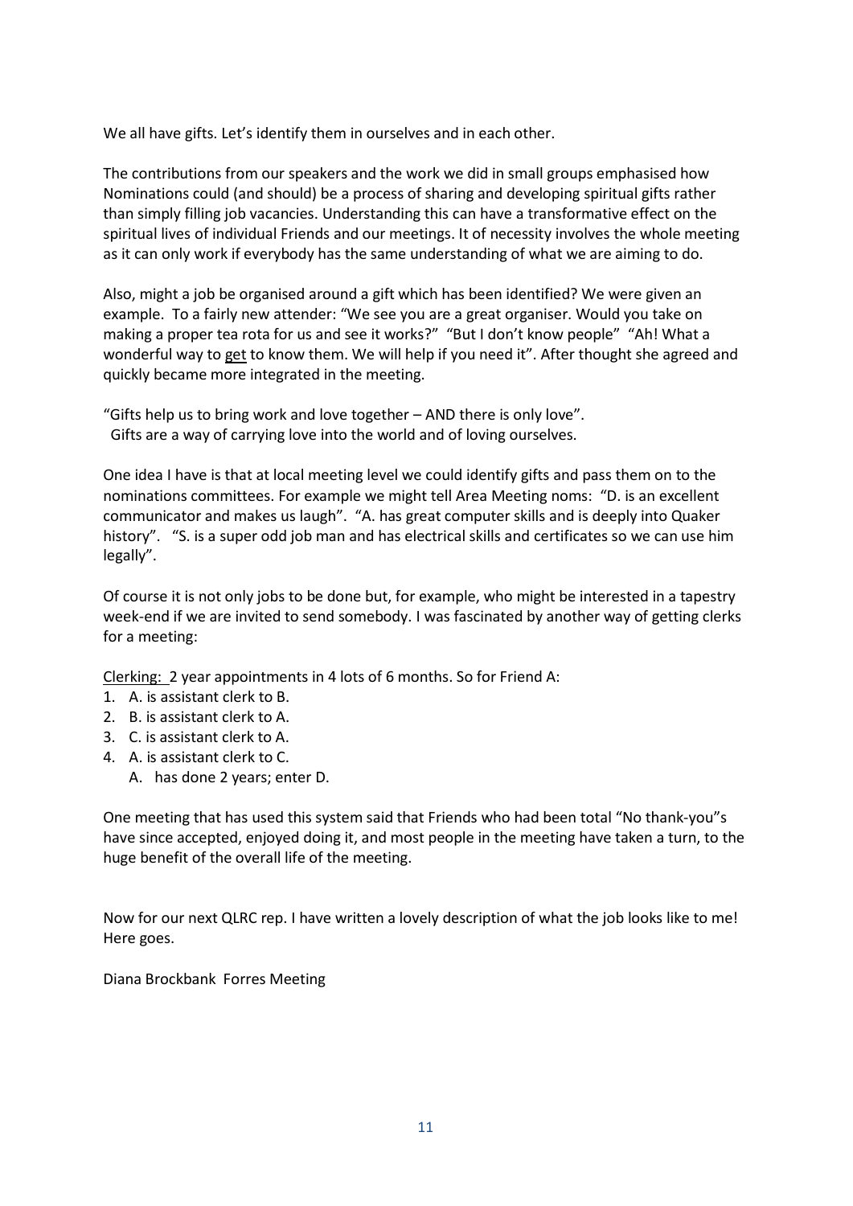We all have gifts. Let's identify them in ourselves and in each other.

The contributions from our speakers and the work we did in small groups emphasised how Nominations could (and should) be a process of sharing and developing spiritual gifts rather than simply filling job vacancies. Understanding this can have a transformative effect on the spiritual lives of individual Friends and our meetings. It of necessity involves the whole meeting as it can only work if everybody has the same understanding of what we are aiming to do.

Also, might a job be organised around a gift which has been identified? We were given an example. To a fairly new attender: "We see you are a great organiser. Would you take on making a proper tea rota for us and see it works?" "But I don't know people" "Ah! What a wonderful way to <u>get</u> to know them. We will help if you need it". After thought she agreed and quickly became more integrated in the meeting.

"Gifts help us to bring work and love together – AND there is only love".
Gifts are a way of carrying love into the world and of loving ourselves.

One idea I have is that at local meeting level we could identify gifts and pass them on to the nominations committees. For example we might tell Area Meeting noms: "D. is an excellent communicator and makes us laugh". "A. has great computer skills and is deeply into Quaker history". "S. is a super odd job man and has electrical skills and certificates so we can use him legally".

Of course it is not only jobs to be done but, for example, who might be interested in a tapestry week-end if we are invited to send somebody. I was fascinated by another way of getting clerks for a meeting:

<u>Clerking:</u> 2 year appointments in 4 lots of 6 months. So for Friend A:

1. A. is assistant clerk to B.
2. B. is assistant clerk to A.
3. C. is assistant clerk to A.
4. A. is assistant clerk to C.

   A. has done 2 years; enter D.

One meeting that has used this system said that Friends who had been total "No thank-you"s have since accepted, enjoyed doing it, and most people in the meeting have taken a turn, to the huge benefit of the overall life of the meeting.

Now for our next QLRC rep. I have written a lovely description of what the job looks like to me! Here goes.

Diana Brockbank Forres Meeting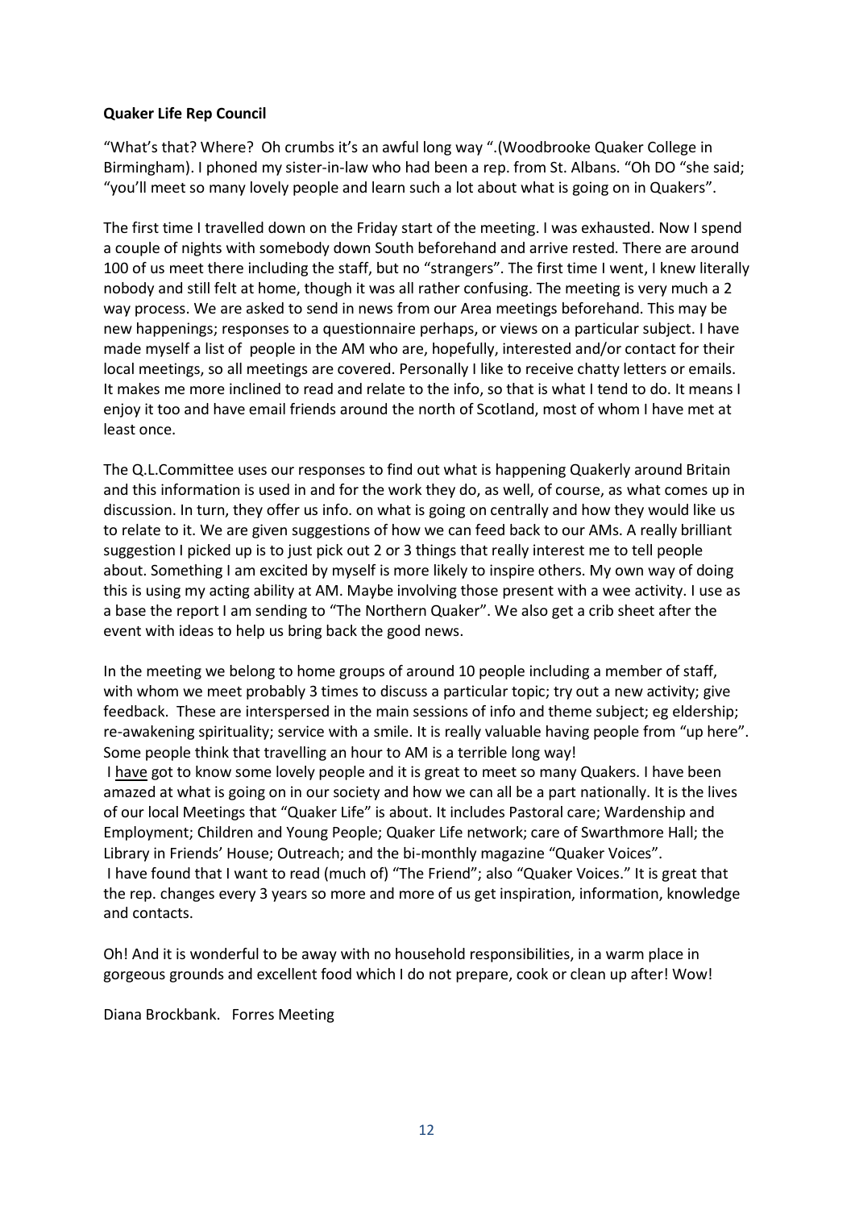**Quaker Life Rep Council**

"What's that? Where? Oh crumbs it's an awful long way ".(Woodbrooke Quaker College in Birmingham). I phoned my sister-in-law who had been a rep. from St. Albans. "Oh DO "she said; "you'll meet so many lovely people and learn such a lot about what is going on in Quakers".

The first time I travelled down on the Friday start of the meeting. I was exhausted. Now I spend a couple of nights with somebody down South beforehand and arrive rested. There are around 100 of us meet there including the staff, but no "strangers". The first time I went, I knew literally nobody and still felt at home, though it was all rather confusing. The meeting is very much a 2 way process. We are asked to send in news from our Area meetings beforehand. This may be new happenings; responses to a questionnaire perhaps, or views on a particular subject. I have made myself a list of people in the AM who are, hopefully, interested and/or contact for their local meetings, so all meetings are covered. Personally I like to receive chatty letters or emails. It makes me more inclined to read and relate to the info, so that is what I tend to do. It means I enjoy it too and have email friends around the north of Scotland, most of whom I have met at least once.

The Q.L.Committee uses our responses to find out what is happening Quakerly around Britain and this information is used in and for the work they do, as well, of course, as what comes up in discussion. In turn, they offer us info. on what is going on centrally and how they would like us to relate to it. We are given suggestions of how we can feed back to our AMs. A really brilliant suggestion I picked up is to just pick out 2 or 3 things that really interest me to tell people about. Something I am excited by myself is more likely to inspire others. My own way of doing this is using my acting ability at AM. Maybe involving those present with a wee activity. I use as a base the report I am sending to "The Northern Quaker". We also get a crib sheet after the event with ideas to help us bring back the good news.

In the meeting we belong to home groups of around 10 people including a member of staff, with whom we meet probably 3 times to discuss a particular topic; try out a new activity; give feedback. These are interspersed in the main sessions of info and theme subject; eg eldership; re-awakening spirituality; service with a smile. It is really valuable having people from "up here". Some people think that travelling an hour to AM is a terrible long way!

I <u>have</u> got to know some lovely people and it is great to meet so many Quakers. I have been amazed at what is going on in our society and how we can all be a part nationally. It is the lives of our local Meetings that "Quaker Life" is about. It includes Pastoral care; Wardenship and Employment; Children and Young People; Quaker Life network; care of Swarthmore Hall; the Library in Friends' House; Outreach; and the bi-monthly magazine "Quaker Voices".

I have found that I want to read (much of) "The Friend"; also "Quaker Voices." It is great that the rep. changes every 3 years so more and more of us get inspiration, information, knowledge and contacts.

Oh! And it is wonderful to be away with no household responsibilities, in a warm place in gorgeous grounds and excellent food which I do not prepare, cook or clean up after! Wow!

Diana Brockbank. Forres Meeting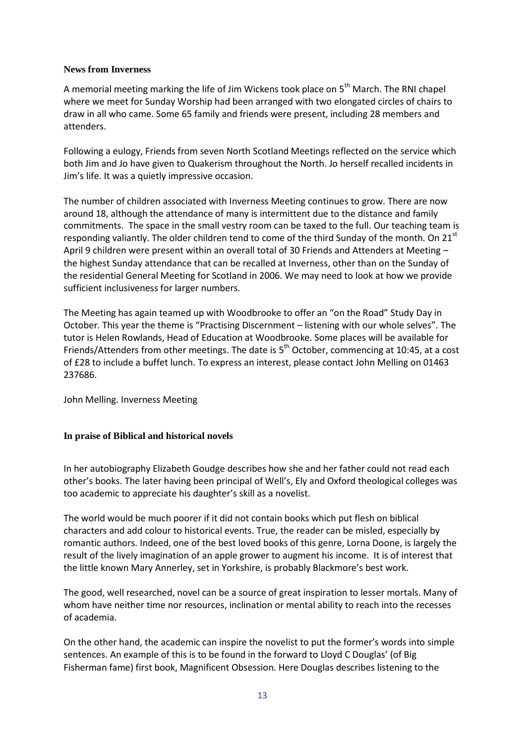### News from Inverness

A memorial meeting marking the life of Jim Wickens took place on 5th March. The RNI chapel where we meet for Sunday Worship had been arranged with two elongated circles of chairs to draw in all who came. Some 65 family and friends were present, including 28 members and attenders.

Following a eulogy, Friends from seven North Scotland Meetings reflected on the service which both Jim and Jo have given to Quakerism throughout the North. Jo herself recalled incidents in Jim's life. It was a quietly impressive occasion.

The number of children associated with Inverness Meeting continues to grow. There are now around 18, although the attendance of many is intermittent due to the distance and family commitments. The space in the small vestry room can be taxed to the full. Our teaching team is responding valiantly. The older children tend to come of the third Sunday of the month. On 21st April 9 children were present within an overall total of 30 Friends and Attenders at Meeting – the highest Sunday attendance that can be recalled at Inverness, other than on the Sunday of the residential General Meeting for Scotland in 2006. We may need to look at how we provide sufficient inclusiveness for larger numbers.

The Meeting has again teamed up with Woodbrooke to offer an "on the Road" Study Day in October. This year the theme is "Practising Discernment – listening with our whole selves". The tutor is Helen Rowlands, Head of Education at Woodbrooke. Some places will be available for Friends/Attenders from other meetings. The date is 5th October, commencing at 10:45, at a cost of £28 to include a buffet lunch. To express an interest, please contact John Melling on 01463 237686.

John Melling. Inverness Meeting

### In praise of Biblical and historical novels

In her autobiography Elizabeth Goudge describes how she and her father could not read each other's books. The later having been principal of Well's, Ely and Oxford theological colleges was too academic to appreciate his daughter's skill as a novelist.

The world would be much poorer if it did not contain books which put flesh on biblical characters and add colour to historical events. True, the reader can be misled, especially by romantic authors. Indeed, one of the best loved books of this genre, Lorna Doone, is largely the result of the lively imagination of an apple grower to augment his income. It is of interest that the little known Mary Annerley, set in Yorkshire, is probably Blackmore's best work.

The good, well researched, novel can be a source of great inspiration to lesser mortals. Many of whom have neither time nor resources, inclination or mental ability to reach into the recesses of academia.

On the other hand, the academic can inspire the novelist to put the former's words into simple sentences. An example of this is to be found in the forward to Lloyd C Douglas' (of Big Fisherman fame) first book, Magnificent Obsession. Here Douglas describes listening to the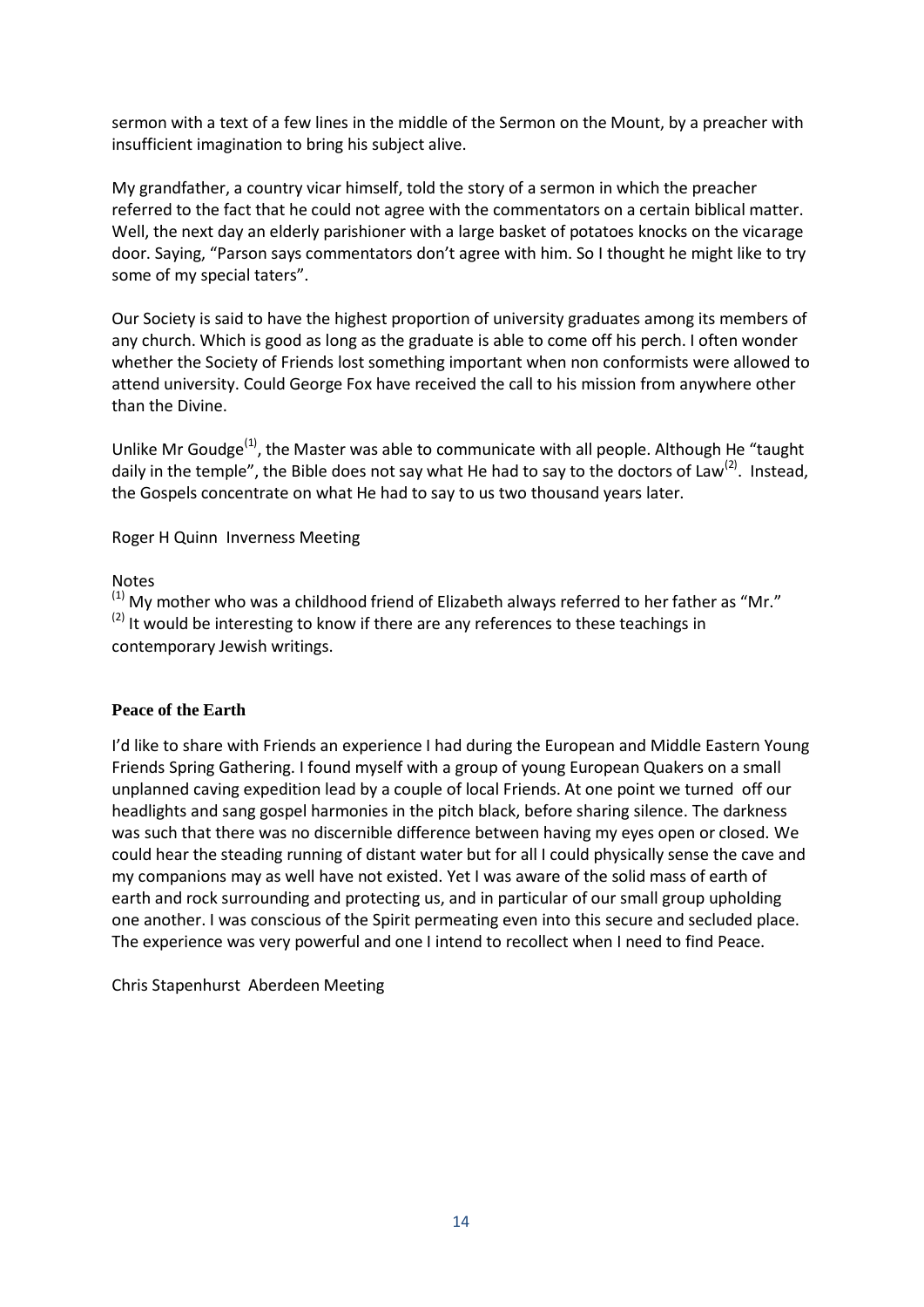sermon with a text of a few lines in the middle of the Sermon on the Mount, by a preacher with insufficient imagination to bring his subject alive.

My grandfather, a country vicar himself, told the story of a sermon in which the preacher referred to the fact that he could not agree with the commentators on a certain biblical matter. Well, the next day an elderly parishioner with a large basket of potatoes knocks on the vicarage door. Saying, "Parson says commentators don't agree with him. So I thought he might like to try some of my special taters".

Our Society is said to have the highest proportion of university graduates among its members of any church. Which is good as long as the graduate is able to come off his perch. I often wonder whether the Society of Friends lost something important when non conformists were allowed to attend university. Could George Fox have received the call to his mission from anywhere other than the Divine.

Unlike Mr Goudge[1], the Master was able to communicate with all people. Although He "taught daily in the temple", the Bible does not say what He had to say to the doctors of Law[2]. Instead, the Gospels concentrate on what He had to say to us two thousand years later.

Roger H Quinn Inverness Meeting

Notes
[1] My mother who was a childhood friend of Elizabeth always referred to her father as "Mr."
[2] It would be interesting to know if there are any references to these teachings in contemporary Jewish writings.

**Peace of the Earth**

I'd like to share with Friends an experience I had during the European and Middle Eastern Young Friends Spring Gathering. I found myself with a group of young European Quakers on a small unplanned caving expedition lead by a couple of local Friends. At one point we turned off our headlights and sang gospel harmonies in the pitch black, before sharing silence. The darkness was such that there was no discernible difference between having my eyes open or closed. We could hear the steading running of distant water but for all I could physically sense the cave and my companions may as well have not existed. Yet I was aware of the solid mass of earth of earth and rock surrounding and protecting us, and in particular of our small group upholding one another. I was conscious of the Spirit permeating even into this secure and secluded place. The experience was very powerful and one I intend to recollect when I need to find Peace.

Chris Stapenhurst Aberdeen Meeting